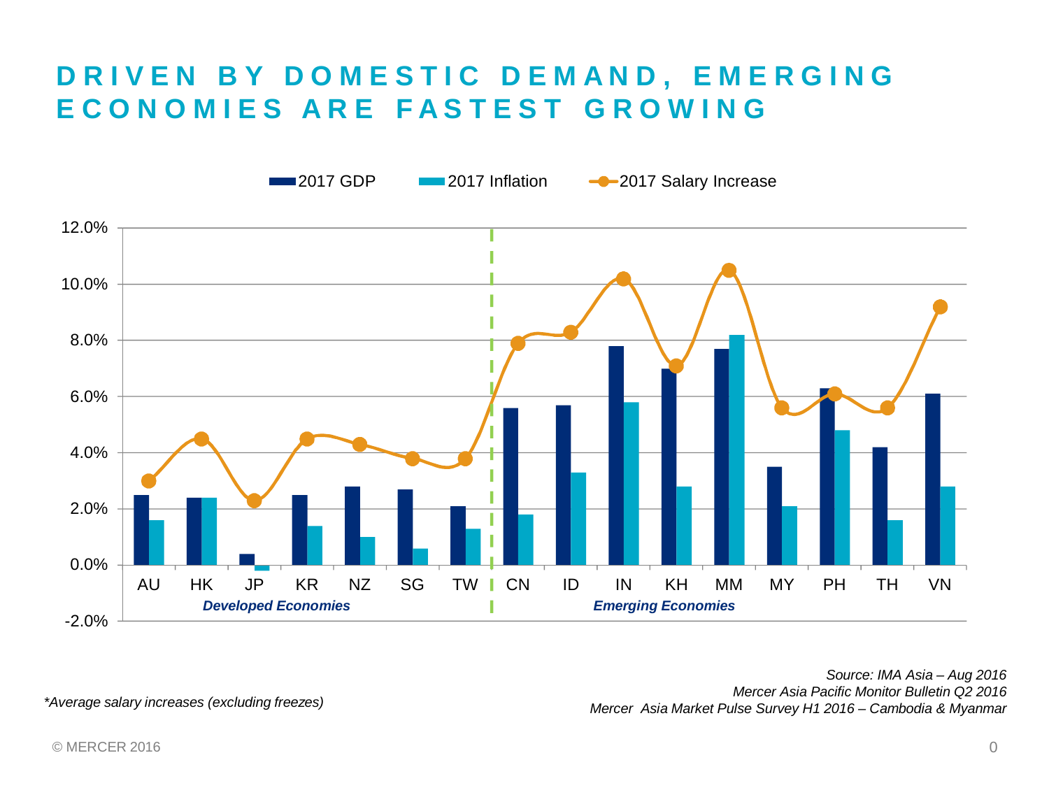# DRIVEN BY DOMESTIC DEMAND, EMERGING ECONOMIES ARE FASTEST GROWING

2017 GDP | 2017 Inflation | 2017 Salary Increase

12.0%
10.0%
8.0%
6.0%
4.0%
2.0%
0.0%
-2.0%

AU HK JP KR NZ SG TW CN ID IN KH MM MY PH TH VN

***Developed Economies*** ***Emerging Economies***

*\*Average salary increases (excluding freezes)*

*Source: IMA Asia – Aug 2016*
*Mercer Asia Pacific Monitor Bulletin Q2 2016*
*Mercer Asia Market Pulse Survey H1 2016 – Cambodia & Myanmar*

© MERCER 2016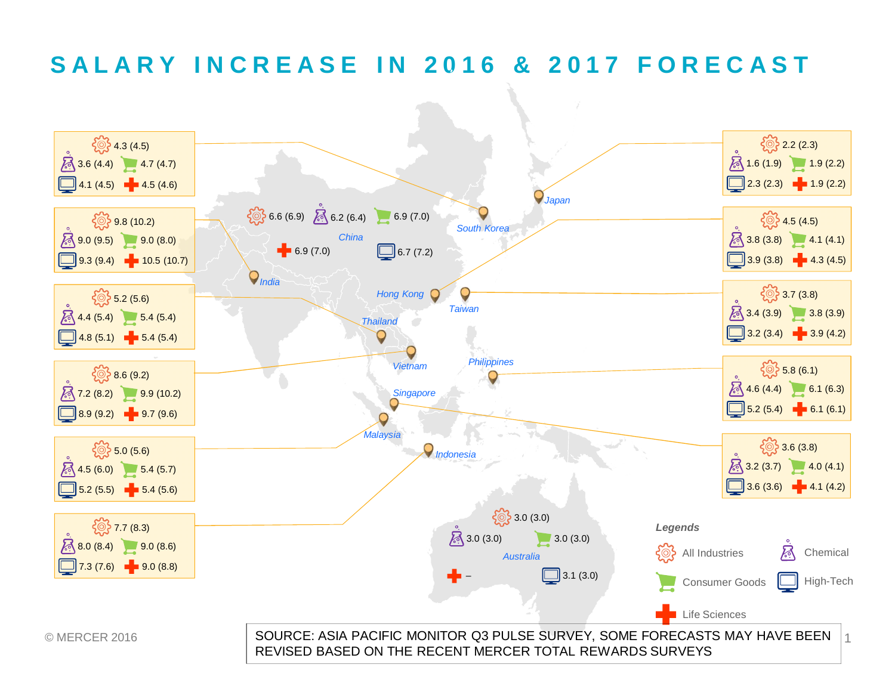# SALARY INCREASE IN 2016 & 2017 FORECAST

| Country | All Industries | Chemical | Consumer Goods | High-Tech | Life Sciences |
|---|---|---|---|---|---|
| South Korea | 4.3 (4.5) | 3.6 (4.4) | 4.7 (4.7) | 4.1 (4.5) | 4.5 (4.6) |
| India | 9.8 (10.2) | 9.0 (9.5) | 9.0 (8.0) | 9.3 (9.4) | 10.5 (10.7) |
| Thailand | 5.2 (5.6) | 4.4 (5.4) | 5.4 (5.4) | 4.8 (5.1) | 5.4 (5.4) |
| Vietnam | 8.6 (9.2) | 7.2 (8.2) | 9.9 (10.2) | 8.9 (9.2) | 9.7 (9.6) |
| Malaysia | 5.0 (5.6) | 4.5 (6.0) | 5.4 (5.7) | 5.2 (5.5) | 5.4 (5.6) |
| Indonesia | 7.7 (8.3) | 8.0 (8.4) | 9.0 (8.6) | 7.3 (7.6) | 9.0 (8.8) |
| China | 6.6 (6.9) | 6.2 (6.4) | 6.9 (7.0) | 6.7 (7.2) | 6.9 (7.0) |
| Japan | 2.2 (2.3) | 1.6 (1.9) | 1.9 (2.2) | 2.3 (2.3) | 1.9 (2.2) |
| Hong Kong | 4.5 (4.5) | 3.8 (3.8) | 4.1 (4.1) | 3.9 (3.8) | 4.3 (4.5) |
| Taiwan | 3.7 (3.8) | 3.4 (3.9) | 3.8 (3.9) | 3.2 (3.4) | 3.9 (4.2) |
| Philippines | 5.8 (6.1) | 4.6 (4.4) | 6.1 (6.3) | 5.2 (5.4) | 6.1 (6.1) |
| Singapore | 3.6 (3.8) | 3.2 (3.7) | 4.0 (4.1) | 3.6 (3.6) | 4.1 (4.2) |
| Australia | 3.0 (3.0) | 3.0 (3.0) | 3.0 (3.0) | 3.1 (3.0) | – |

*Legends:* All Industries, Chemical, Consumer Goods, High-Tech, Life Sciences

© MERCER 2016

SOURCE: ASIA PACIFIC MONITOR Q3 PULSE SURVEY, SOME FORECASTS MAY HAVE BEEN REVISED BASED ON THE RECENT MERCER TOTAL REWARDS SURVEYS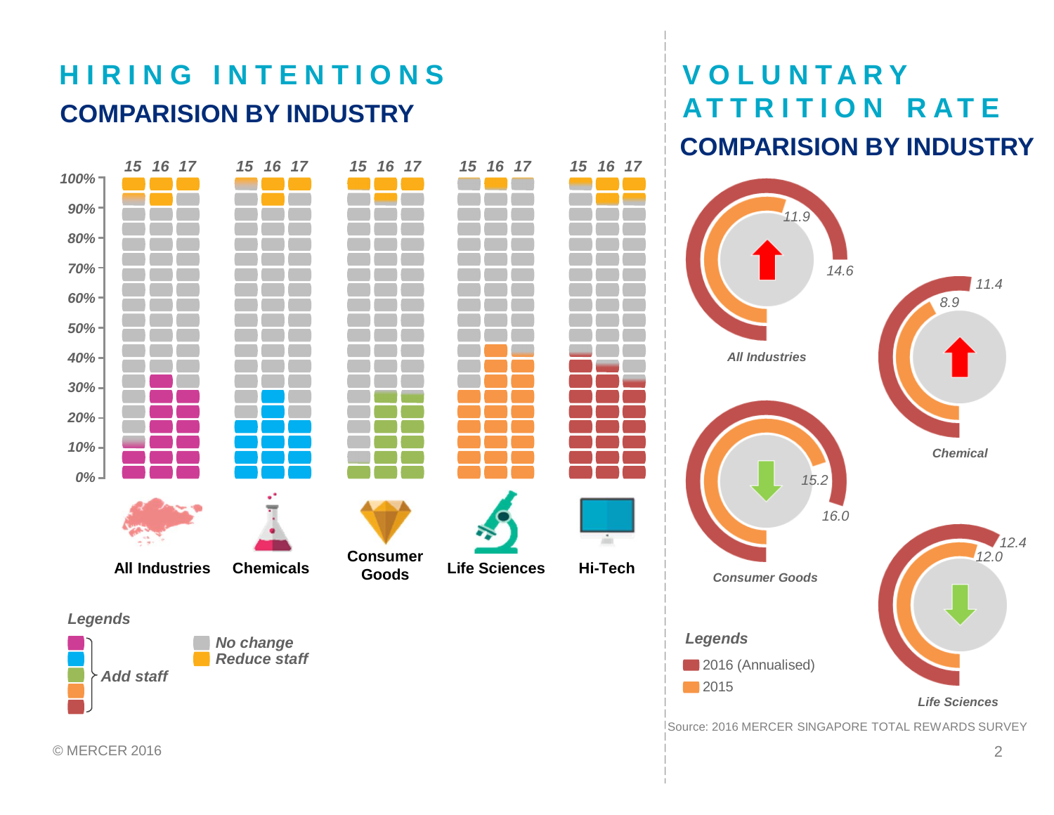# HIRING INTENTIONS

## COMPARISION BY INDUSTRY

15 16 17 | 15 16 17 | 15 16 17 | 15 16 17 | 15 16 17

100%
90%
80%
70%
60%
50%
40%
30%
20%
10%
0%

All Industries | Chemicals | Consumer Goods | Life Sciences | Hi-Tech

*Legends*

*Add staff*

*No change*

*Reduce staff*

# VOLUNTARY ATTRITION RATE

## COMPARISION BY INDUSTRY

| Industry | 2015 | 2016 (Annualised) |
|---|---|---|
| All Industries | 11.9 | 14.6 |
| Chemical | 8.9 | 11.4 |
| Consumer Goods | 15.2 | 16.0 |
| Life Sciences | 12.0 | 12.4 |

*Legends*

2016 (Annualised)

2015

Source: 2016 MERCER SINGAPORE TOTAL REWARDS SURVEY

© MERCER 2016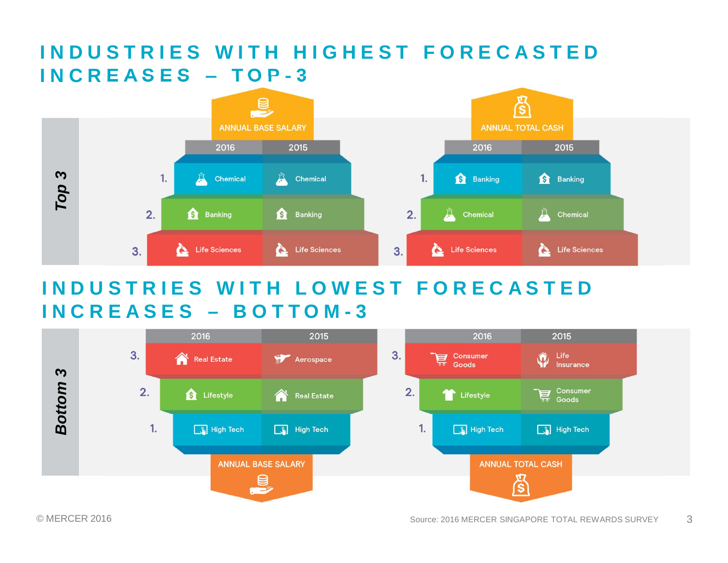# INDUSTRIES WITH HIGHEST FORECASTED INCREASES – TOP-3

## Top 3

**ANNUAL BASE SALARY**

| | 2016 | 2015 |
|---|---|---|
| 1. | Chemical | Chemical |
| 2. | Banking | Banking |
| 3. | Life Sciences | Life Sciences |

**ANNUAL TOTAL CASH**

| | 2016 | 2015 |
|---|---|---|
| 1. | Banking | Banking |
| 2. | Chemical | Chemical |
| 3. | Life Sciences | Life Sciences |

# INDUSTRIES WITH LOWEST FORECASTED INCREASES – BOTTOM-3

## Bottom 3

**ANNUAL BASE SALARY**

| | 2016 | 2015 |
|---|---|---|
| 3. | Real Estate | Aerospace |
| 2. | Lifestyle | Real Estate |
| 1. | High Tech | High Tech |

**ANNUAL TOTAL CASH**

| | 2016 | 2015 |
|---|---|---|
| 3. | Consumer Goods | Life Insurance |
| 2. | Lifestyle | Consumer Goods |
| 1. | High Tech | High Tech |

© MERCER 2016

Source: 2016 MERCER SINGAPORE TOTAL REWARDS SURVEY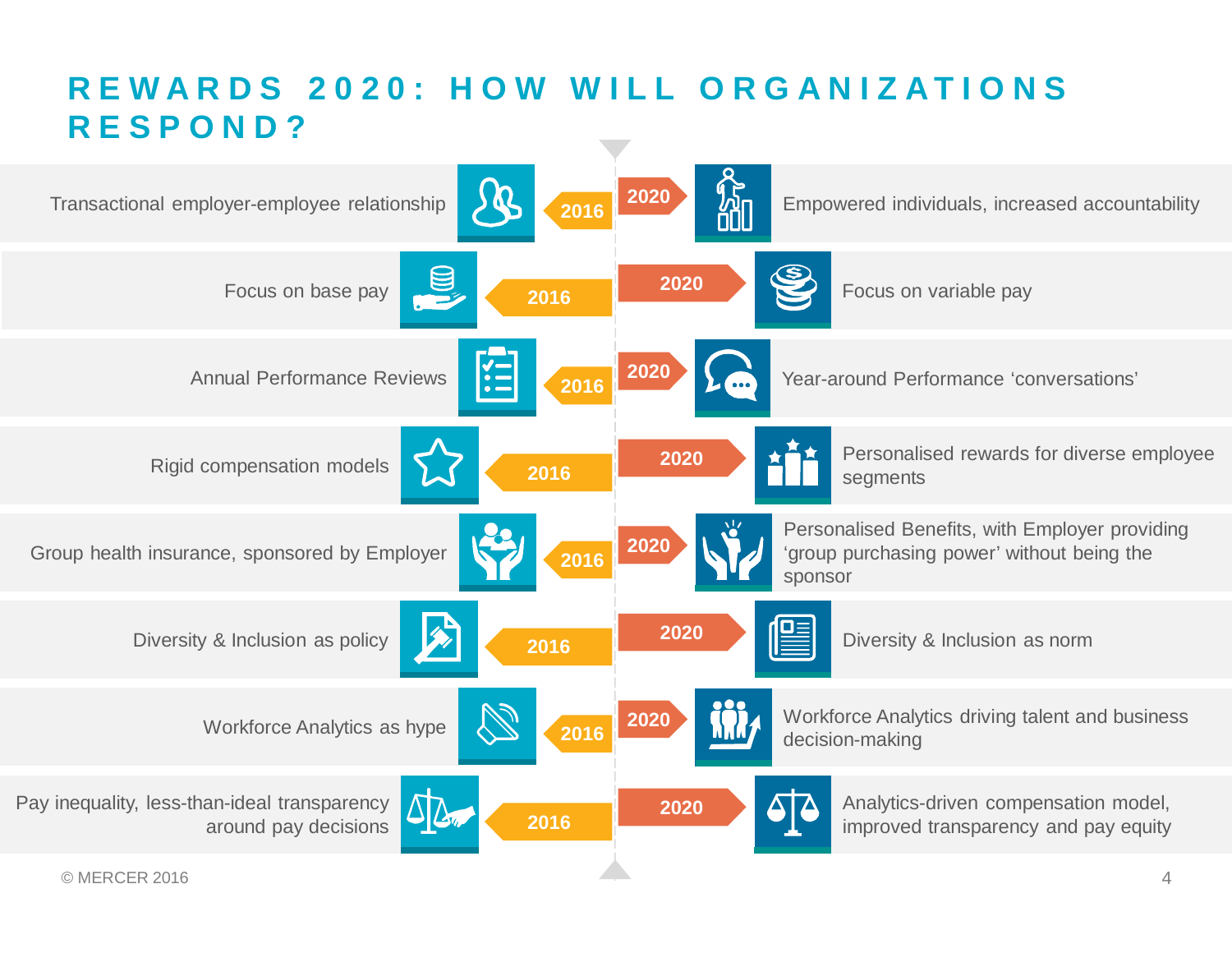# REWARDS 2020: HOW WILL ORGANIZATIONS RESPOND?

| 2016 | 2020 |
| --- | --- |
| Transactional employer-employee relationship | Empowered individuals, increased accountability |
| Focus on base pay | Focus on variable pay |
| Annual Performance Reviews | Year-around Performance ‘conversations’ |
| Rigid compensation models | Personalised rewards for diverse employee segments |
| Group health insurance, sponsored by Employer | Personalised Benefits, with Employer providing ‘group purchasing power’ without being the sponsor |
| Diversity & Inclusion as policy | Diversity & Inclusion as norm |
| Workforce Analytics as hype | Workforce Analytics driving talent and business decision-making |
| Pay inequality, less-than-ideal transparency around pay decisions | Analytics-driven compensation model, improved transparency and pay equity |

© MERCER 2016